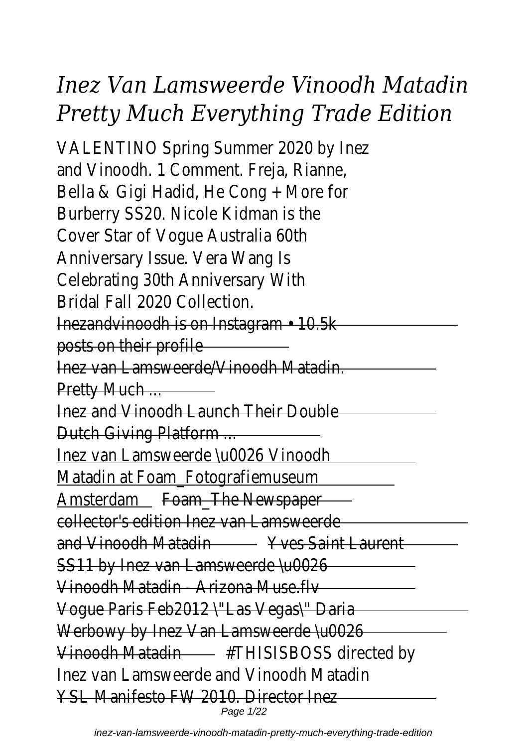# *Inez Van Lamsweerde Vinoodh Matadin Pretty Much Everything Trade Edition*

VALENTINO Spring Summer 2020 by Inez and Vinoodh. 1 Comment. Freja, Rianne, Bella & Gigi Hadid, He Cong + More for Burberry SS20. Nicole Kidman is the Cover Star of Vogue Australia 60th Anniversary Issue. Vera Wang Is Celebrating 30th Anniversary With Bridal Fall 2020 Collection.

Inezandvinoodh is on Instagram • 10.5k posts on their profile

Inez van Lamsweerde/Vinoodh Matadin. Pretty Much ...

Inez and Vinoodh Launch Their Double Dutch Giving Platform ...

Inez van Lamsweerde \u0026 Vinoodh Matadin at Foam_Fotografiemuseum Amsterdam Foam_The Newspaper collector's edition Inez van Lamsweerde and Vinoodh Matadin Yves Saint Laurent SS11 by Inez van Lamsweerde \u0026 Vinoodh Matadin - Arizona Muse.flv Vogue Paris Feb2012 \"Las Vegas\" Daria Werbowy by Inez Van Lamsweerde \u0026 Vinoodh Matadin #THISISBOSS directed by Inez van Lamsweerde and Vinoodh Matadin YSL Manifesto FW 2010. Director Inez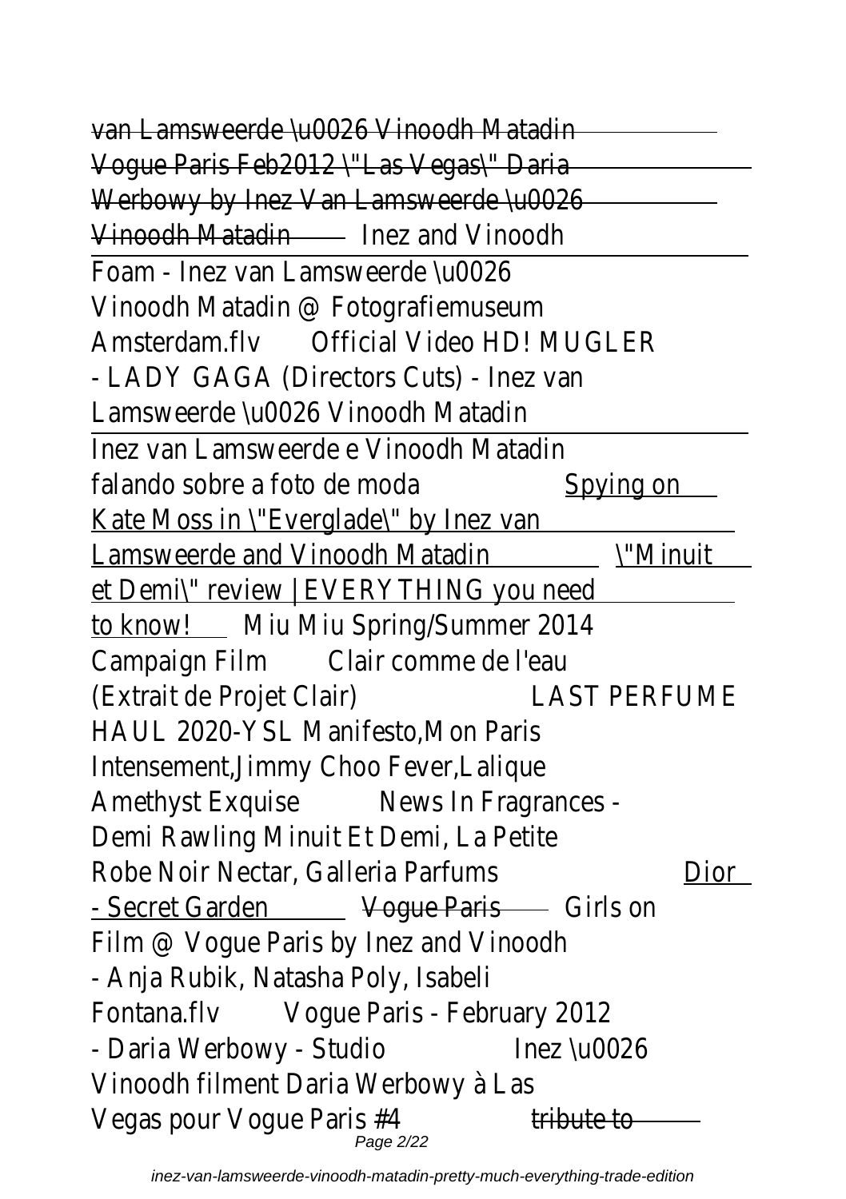van Lamsweerde \u0026 Vinoodh Matadin Vogue Paris Feb2012 \"Las Vegas\" Daria Werbowy by Inez Van Lamsweerde \u0026 Vinoodh Matadin Inez and Vinoodh

Foam - Inez van Lamsweerde \u0026 Vinoodh Matadin @ Fotografiemuseum Amsterdam.flv Official Video HD! MUGLER - LADY GAGA (Directors Cuts) - Inez van Lamsweerde \u0026 Vinoodh Matadin

Inez van Lamsweerde e Vinoodh Matadin falando sobre a foto de moda Spying on Kate Moss in \"Everglade\" by Inez van Lamsweerde and Vinoodh Matadin \"Minuit et Demi\" review | EVERYTHING you need to know! Miu Miu Spring/Summer 2014 Campaign Film Clair comme de l'eau (Extrait de Projet Clair) LAST PERFUME HAUL 2020-YSL Manifesto,Mon Paris Intensement,Jimmy Choo Fever,Lalique Amethyst Exquise News In Fragrances - Demi Rawling Minuit Et Demi, La Petite Robe Noir Nectar, Galleria Parfums Dior - Secret Garden Vogue Paris Girls on Film @ Vogue Paris by Inez and Vinoodh - Anja Rubik, Natasha Poly, Isabeli Fontana.flv Vogue Paris - February 2012 - Daria Werbowy - Studio Inez \u0026 Vinoodh filment Daria Werbowy à Las Vegas pour Vogue Paris #4 tribute to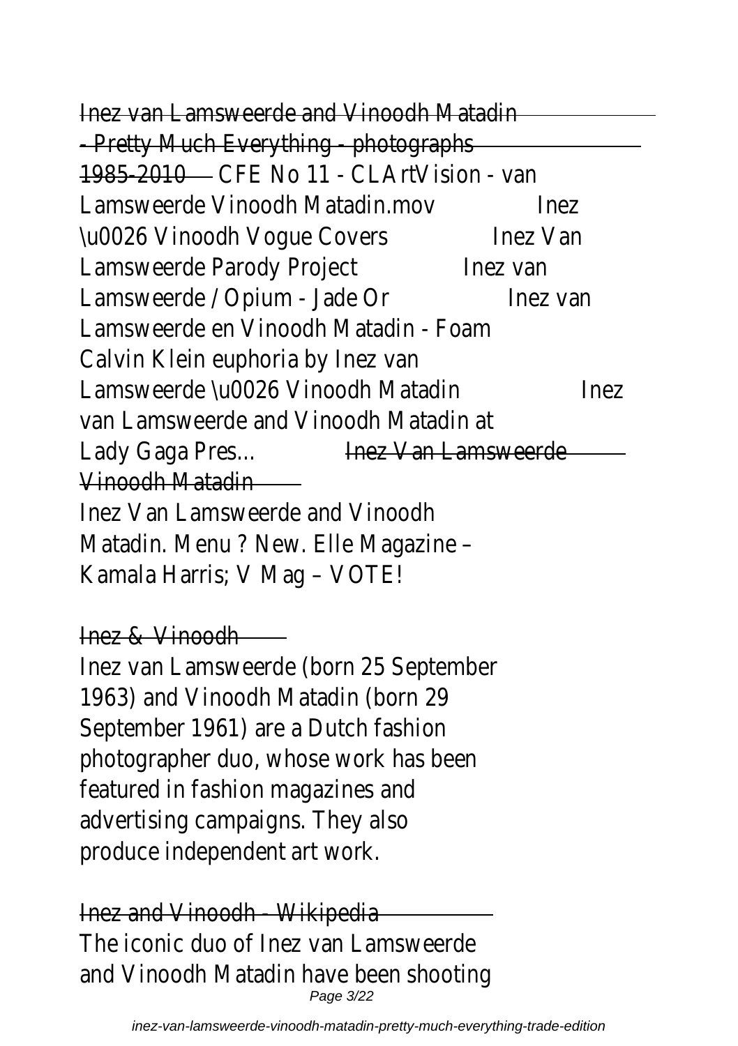Inez van Lamsweerde and Vinoodh Matadin - Pretty Much Everything - photographs 1985-2010 CFE No 11 - CLArtVision - van Lamsweerde Vinoodh Matadin.mov Inez \u0026 Vinoodh Vogue Covers Inez Van Lamsweerde Parody Project Inez van Lamsweerde / Opium - Jade Or Inez van Lamsweerde en Vinoodh Matadin - Foam Calvin Klein euphoria by Inez van Lamsweerde \u0026 Vinoodh Matadin Inez van Lamsweerde and Vinoodh Matadin at Lady Gaga Pres... Inez Van Lamsweerde Vinoodh Matadin

Inez Van Lamsweerde and Vinoodh Matadin. Menu ? New. Elle Magazine – Kamala Harris; V Mag – VOTE!

Inez & Vinoodh

Inez van Lamsweerde (born 25 September 1963) and Vinoodh Matadin (born 29 September 1961) are a Dutch fashion photographer duo, whose work has been featured in fashion magazines and advertising campaigns. They also produce independent art work.

Inez and Vinoodh - Wikipedia

The iconic duo of Inez van Lamsweerde and Vinoodh Matadin have been shooting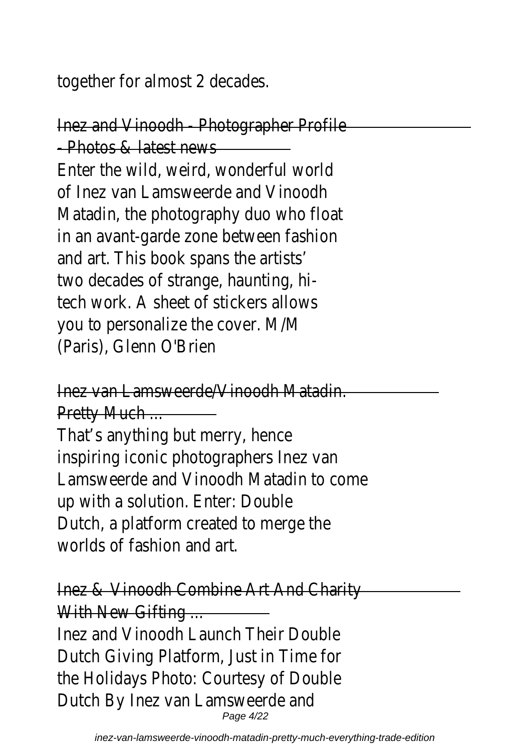together for almost 2 decades.

## Inez and Vinoodh - Photographer Profile - Photos & latest news

Enter the wild, weird, wonderful world of Inez van Lamsweerde and Vinoodh Matadin, the photography duo who float in an avant-garde zone between fashion and art. This book spans the artists' two decades of strange, haunting, hi-tech work. A sheet of stickers allows you to personalize the cover. M/M (Paris), Glenn O'Brien

## Inez van Lamsweerde/Vinoodh Matadin. Pretty Much ...

That's anything but merry, hence inspiring iconic photographers Inez van Lamsweerde and Vinoodh Matadin to come up with a solution. Enter: Double Dutch, a platform created to merge the worlds of fashion and art.

## Inez & Vinoodh Combine Art And Charity With New Gifting ...

Inez and Vinoodh Launch Their Double Dutch Giving Platform, Just in Time for the Holidays Photo: Courtesy of Double Dutch By Inez van Lamsweerde and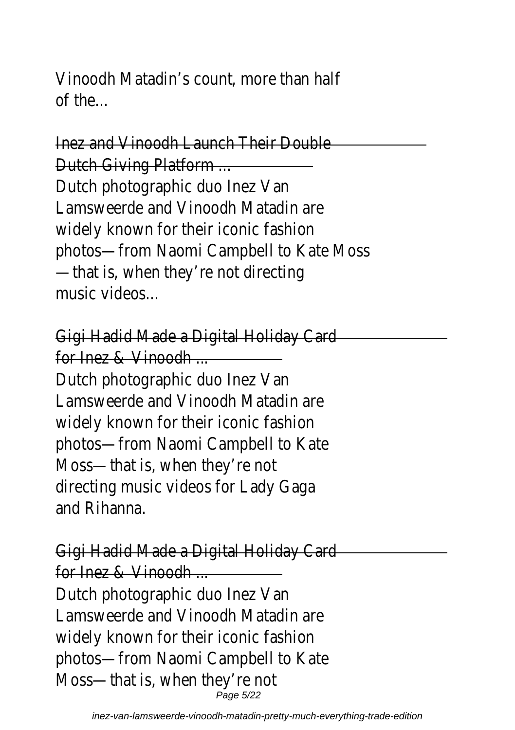Vinoodh Matadin’s count, more than half of the...

Inez and Vinoodh Launch Their Double Dutch Giving Platform ...

Dutch photographic duo Inez Van Lamsweerde and Vinoodh Matadin are widely known for their iconic fashion photos—from Naomi Campbell to Kate Moss—that is, when they’re not directing music videos...

Gigi Hadid Made a Digital Holiday Card for Inez & Vinoodh ...

Dutch photographic duo Inez Van Lamsweerde and Vinoodh Matadin are widely known for their iconic fashion photos—from Naomi Campbell to Kate Moss—that is, when they’re not directing music videos for Lady Gaga and Rihanna.

Gigi Hadid Made a Digital Holiday Card for Inez & Vinoodh ...

Dutch photographic duo Inez Van Lamsweerde and Vinoodh Matadin are widely known for their iconic fashion photos—from Naomi Campbell to Kate Moss—that is, when they’re not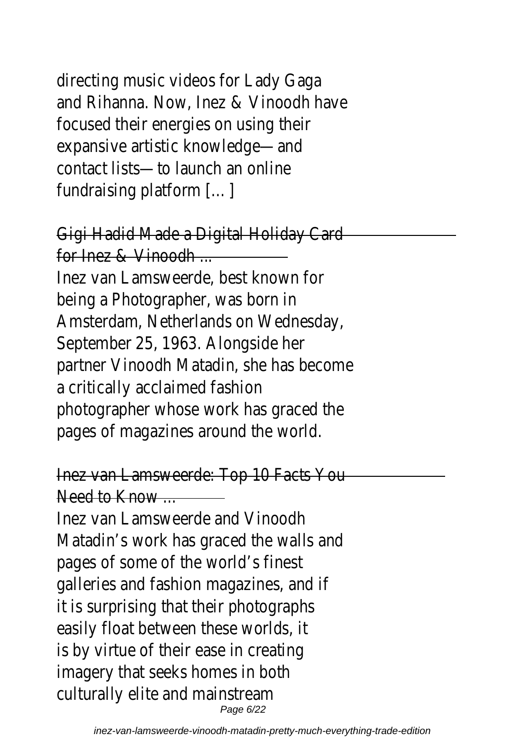directing music videos for Lady Gaga and Rihanna. Now, Inez & Vinoodh have focused their energies on using their expansive artistic knowledge—and contact lists—to launch an online fundraising platform […]

## Gigi Hadid Made a Digital Holiday Card for Inez & Vinoodh ...

Inez van Lamsweerde, best known for being a Photographer, was born in Amsterdam, Netherlands on Wednesday, September 25, 1963. Alongside her partner Vinoodh Matadin, she has become a critically acclaimed fashion photographer whose work has graced the pages of magazines around the world.

## Inez van Lamsweerde: Top 10 Facts You Need to Know ...

Inez van Lamsweerde and Vinoodh Matadin's work has graced the walls and pages of some of the world's finest galleries and fashion magazines, and if it is surprising that their photographs easily float between these worlds, it is by virtue of their ease in creating imagery that seeks homes in both culturally elite and mainstream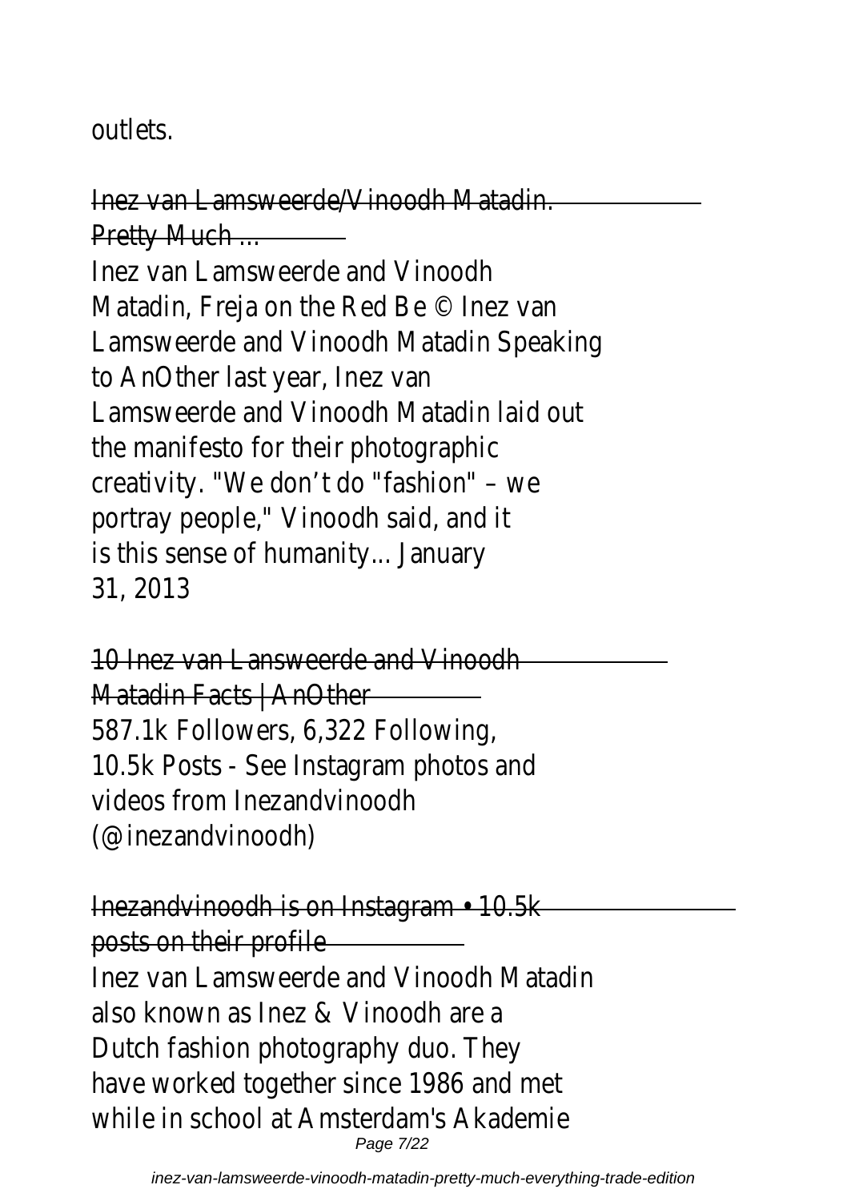outlets.

Inez van Lamsweerde/Vinoodh Matadin. Pretty Much ...

Inez van Lamsweerde and Vinoodh Matadin, Freja on the Red Be © Inez van Lamsweerde and Vinoodh Matadin Speaking to AnOther last year, Inez van Lamsweerde and Vinoodh Matadin laid out the manifesto for their photographic creativity. "We don't do "fashion" – we portray people," Vinoodh said, and it is this sense of humanity... January 31, 2013

10 Inez van Lansweerde and Vinoodh Matadin Facts | AnOther

587.1k Followers, 6,322 Following, 10.5k Posts - See Instagram photos and videos from Inezandvinoodh (@inezandvinoodh)

Inezandvinoodh is on Instagram • 10.5k posts on their profile

Inez van Lamsweerde and Vinoodh Matadin also known as Inez & Vinoodh are a Dutch fashion photography duo. They have worked together since 1986 and met while in school at Amsterdam's Akademie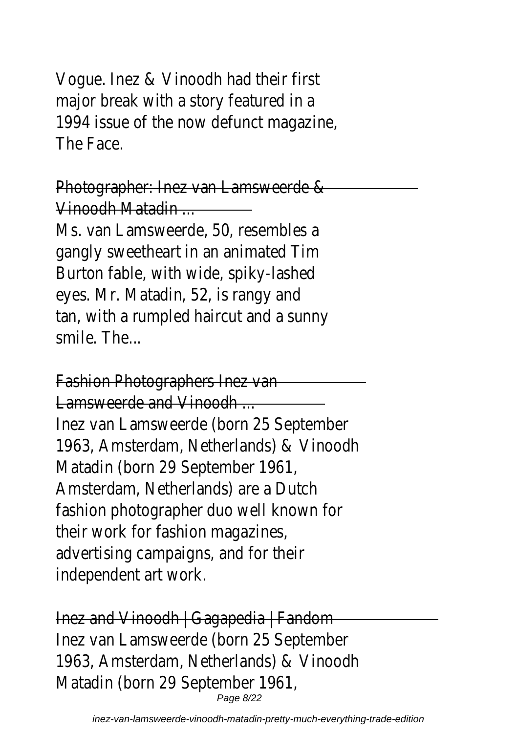Vogue. Inez & Vinoodh had their first major break with a story featured in a 1994 issue of the now defunct magazine, The Face.

## Photographer: Inez van Lamsweerde & Vinoodh Matadin ...

Ms. van Lamsweerde, 50, resembles a gangly sweetheart in an animated Tim Burton fable, with wide, spiky-lashed eyes. Mr. Matadin, 52, is rangy and tan, with a rumpled haircut and a sunny smile. The...

## Fashion Photographers Inez van Lamsweerde and Vinoodh ...

Inez van Lamsweerde (born 25 September 1963, Amsterdam, Netherlands) & Vinoodh Matadin (born 29 September 1961, Amsterdam, Netherlands) are a Dutch fashion photographer duo well known for their work for fashion magazines, advertising campaigns, and for their independent art work.

## Inez and Vinoodh | Gagapedia | Fandom

Inez van Lamsweerde (born 25 September 1963, Amsterdam, Netherlands) & Vinoodh Matadin (born 29 September 1961,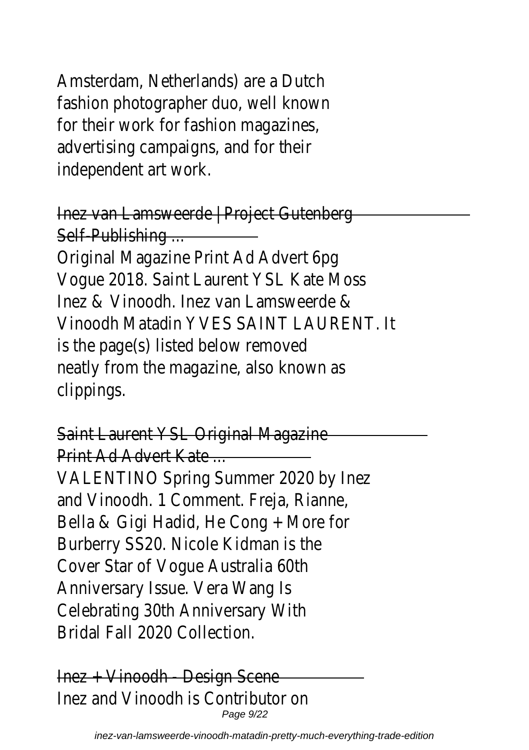Amsterdam, Netherlands) are a Dutch fashion photographer duo, well known for their work for fashion magazines, advertising campaigns, and for their independent art work.

Inez van Lamsweerde | Project Gutenberg Self-Publishing ...

Original Magazine Print Ad Advert 6pg Vogue 2018. Saint Laurent YSL Kate Moss Inez & Vinoodh. Inez van Lamsweerde & Vinoodh Matadin YVES SAINT LAURENT. It is the page(s) listed below removed neatly from the magazine, also known as clippings.

Saint Laurent YSL Original Magazine Print Ad Advert Kate ...

VALENTINO Spring Summer 2020 by Inez and Vinoodh. 1 Comment. Freja, Rianne, Bella & Gigi Hadid, He Cong + More for Burberry SS20. Nicole Kidman is the Cover Star of Vogue Australia 60th Anniversary Issue. Vera Wang Is Celebrating 30th Anniversary With Bridal Fall 2020 Collection.

Inez + Vinoodh - Design Scene

Inez and Vinoodh is Contributor on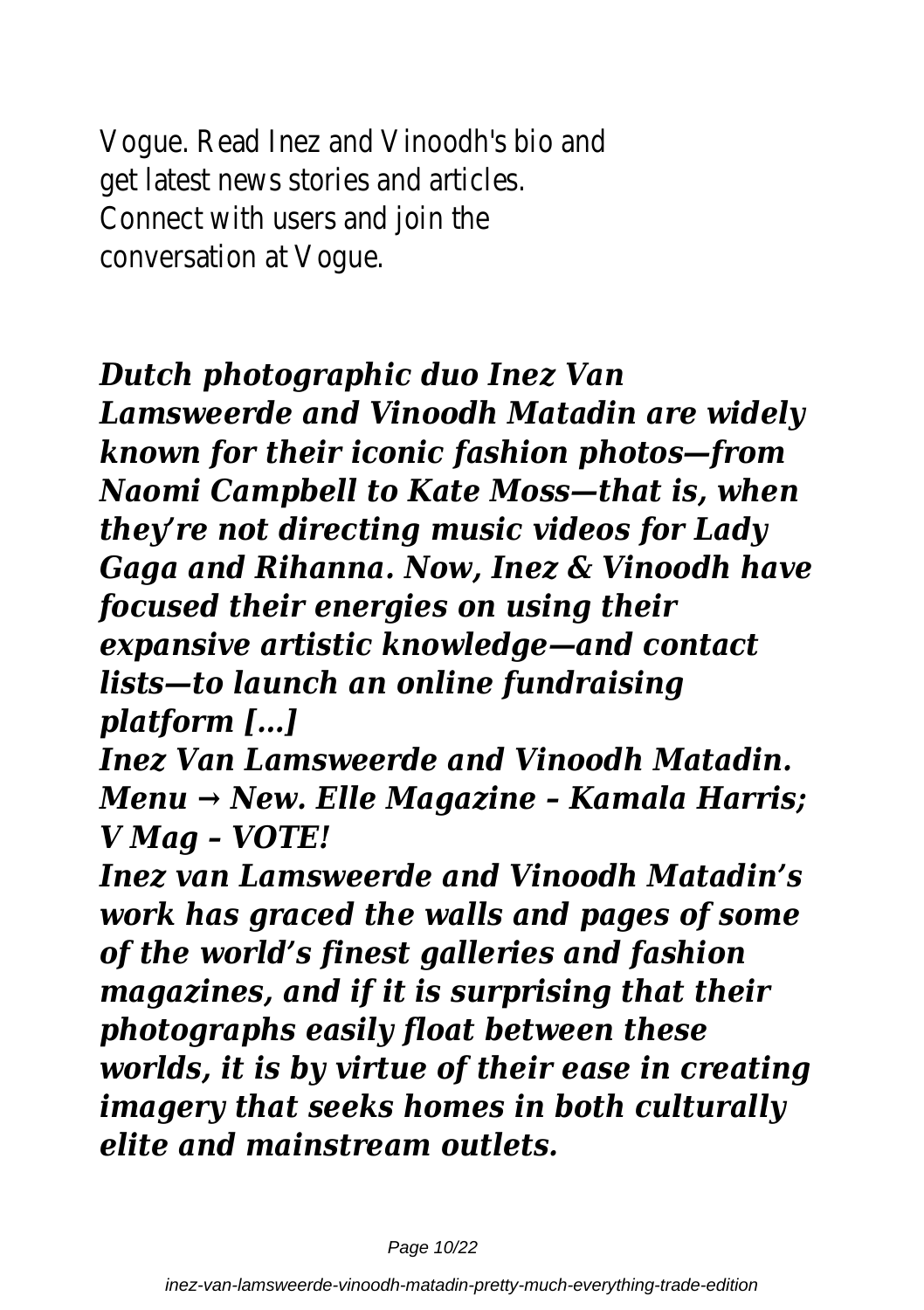Vogue. Read Inez and Vinoodh's bio and get latest news stories and articles. Connect with users and join the conversation at Vogue.

***Dutch photographic duo Inez Van Lamsweerde and Vinoodh Matadin are widely known for their iconic fashion photos—from Naomi Campbell to Kate Moss—that is, when they're not directing music videos for Lady Gaga and Rihanna. Now, Inez & Vinoodh have focused their energies on using their expansive artistic knowledge—and contact lists—to launch an online fundraising platform […]***

***Inez Van Lamsweerde and Vinoodh Matadin. Menu → New. Elle Magazine – Kamala Harris; V Mag – VOTE!***

***Inez van Lamsweerde and Vinoodh Matadin's work has graced the walls and pages of some of the world's finest galleries and fashion magazines, and if it is surprising that their photographs easily float between these worlds, it is by virtue of their ease in creating imagery that seeks homes in both culturally elite and mainstream outlets.***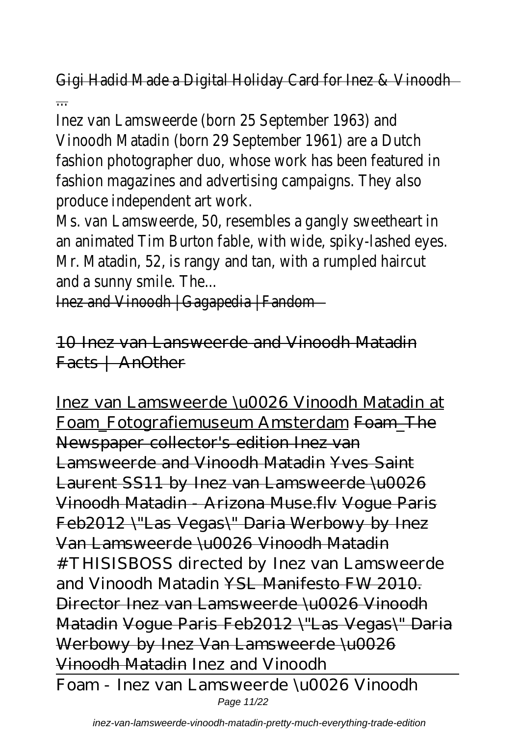Gigi Hadid Made a Digital Holiday Card for Inez & Vinoodh ...

Inez van Lamsweerde (born 25 September 1963) and Vinoodh Matadin (born 29 September 1961) are a Dutch fashion photographer duo, whose work has been featured in fashion magazines and advertising campaigns. They also produce independent art work.

Ms. van Lamsweerde, 50, resembles a gangly sweetheart in an animated Tim Burton fable, with wide, spiky-lashed eyes. Mr. Matadin, 52, is rangy and tan, with a rumpled haircut and a sunny smile. The...

Inez and Vinoodh | Gagapedia | Fandom

10 Inez van Lansweerde and Vinoodh Matadin Facts | AnOther

Inez van Lamsweerde \u0026 Vinoodh Matadin at Foam_Fotografiemuseum Amsterdam Foam_The Newspaper collector's edition Inez van Lamsweerde and Vinoodh Matadin Yves Saint Laurent SS11 by Inez van Lamsweerde \u0026 Vinoodh Matadin - Arizona Muse.flv Vogue Paris Feb2012 \"Las Vegas\" Daria Werbowy by Inez Van Lamsweerde \u0026 Vinoodh Matadin #THISISBOSS directed by Inez van Lamsweerde and Vinoodh Matadin YSL Manifesto FW 2010. Director Inez van Lamsweerde \u0026 Vinoodh Matadin Vogue Paris Feb2012 \"Las Vegas\" Daria Werbowy by Inez Van Lamsweerde \u0026 Vinoodh Matadin Inez and Vinoodh

Foam - Inez van Lamsweerde \u0026 Vinoodh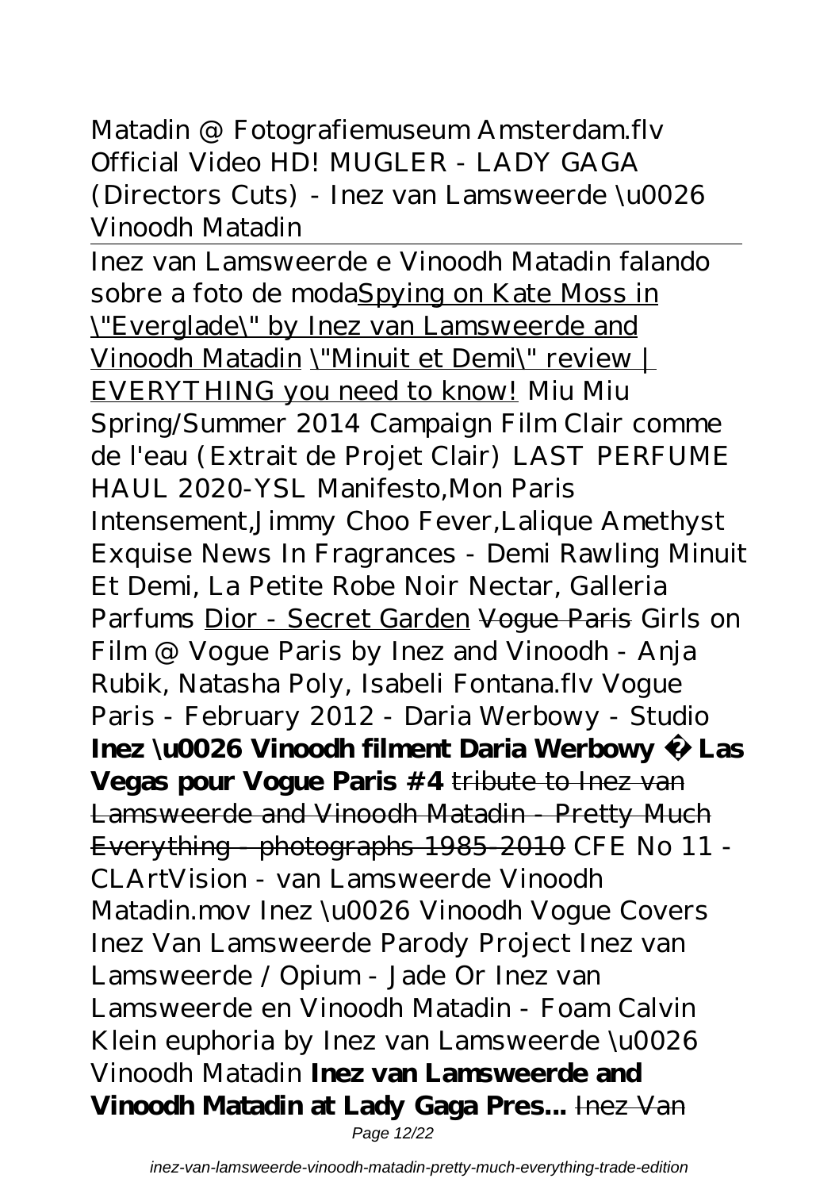*Matadin @ Fotografiemuseum Amsterdam.flv* *Official Video HD! MUGLER - LADY GAGA (Directors Cuts) - Inez van Lamsweerde \u0026 Vinoodh Matadin*

---

Inez van Lamsweerde e Vinoodh Matadin falando sobre a foto de moda[Spying on Kate Moss in \"Everglade\" by Inez van Lamsweerde and Vinoodh Matadin] [\"Minuit et Demi\" review | EVERYTHING you need to know!] *Miu Miu Spring/Summer 2014 Campaign Film* *Clair comme de l'eau (Extrait de Projet Clair)* *LAST PERFUME HAUL 2020-YSL Manifesto,Mon Paris Intensement,Jimmy Choo Fever,Lalique Amethyst Exquise* *News In Fragrances - Demi Rawling Minuit Et Demi, La Petite Robe Noir Nectar, Galleria Parfums* [Dior - Secret Garden] ~~Vogue Paris~~ *Girls on Film @ Vogue Paris by Inez and Vinoodh - Anja Rubik, Natasha Poly, Isabeli Fontana.flv* *Vogue Paris - February 2012 - Daria Werbowy - Studio* **Inez \u0026 Vinoodh filment Daria Werbowy à Las Vegas pour Vogue Paris #4** ~~tribute to Inez van Lamsweerde and Vinoodh Matadin - Pretty Much Everything - photographs 1985-2010~~ *CFE No 11 - CLArtVision - van Lamsweerde Vinoodh Matadin.mov* *Inez \u0026 Vinoodh Vogue Covers* *Inez Van Lamsweerde Parody Project* *Inez van Lamsweerde / Opium - Jade Or* *Inez van Lamsweerde en Vinoodh Matadin - Foam* *Calvin Klein euphoria by Inez van Lamsweerde \u0026 Vinoodh Matadin* **Inez van Lamsweerde and Vinoodh Matadin at Lady Gaga Pres...** ~~Inez Van~~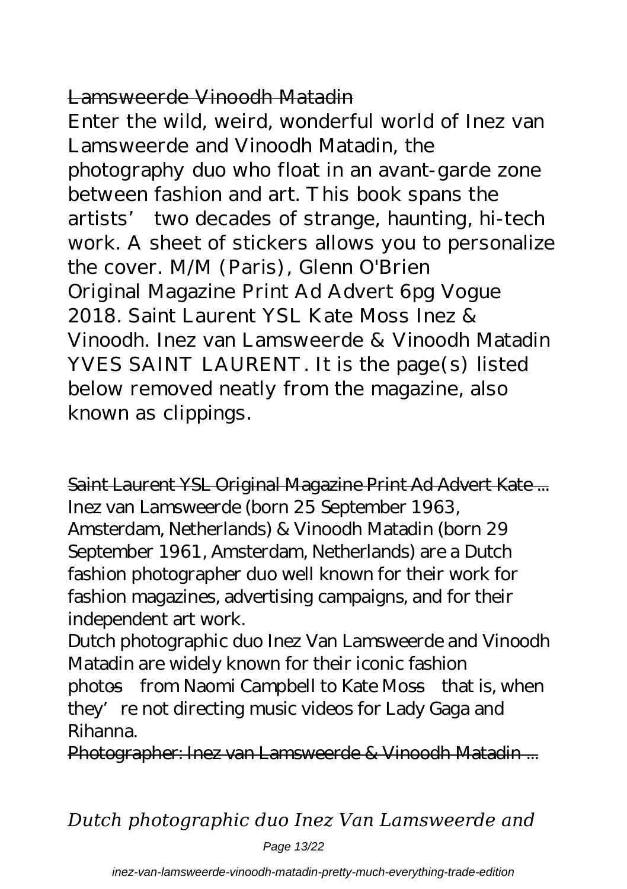## Lamsweerde Vinoodh Matadin

Enter the wild, weird, wonderful world of Inez van Lamsweerde and Vinoodh Matadin, the photography duo who float in an avant-garde zone between fashion and art. This book spans the artists' two decades of strange, haunting, hi-tech work. A sheet of stickers allows you to personalize the cover. M/M (Paris), Glenn O'Brien

Original Magazine Print Ad Advert 6pg Vogue 2018. Saint Laurent YSL Kate Moss Inez & Vinoodh. Inez van Lamsweerde & Vinoodh Matadin YVES SAINT LAURENT. It is the page(s) listed below removed neatly from the magazine, also known as clippings.

## Saint Laurent YSL Original Magazine Print Ad Advert Kate ...

Inez van Lamsweerde (born 25 September 1963, Amsterdam, Netherlands) & Vinoodh Matadin (born 29 September 1961, Amsterdam, Netherlands) are a Dutch fashion photographer duo well known for their work for fashion magazines, advertising campaigns, and for their independent art work.

Dutch photographic duo Inez Van Lamsweerde and Vinoodh Matadin are widely known for their iconic fashion photos—from Naomi Campbell to Kate Moss—that is, when they're not directing music videos for Lady Gaga and Rihanna.

## Photographer: Inez van Lamsweerde & Vinoodh Matadin ...

*Dutch photographic duo Inez Van Lamsweerde and*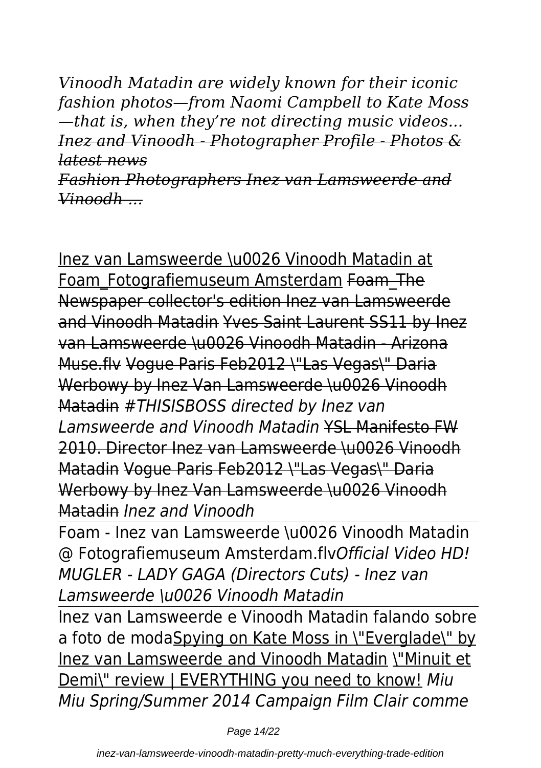*Vinoodh Matadin are widely known for their iconic fashion photos—from Naomi Campbell to Kate Moss —that is, when they're not directing music videos...*
~~*Inez and Vinoodh - Photographer Profile - Photos & latest news*~~
~~*Fashion Photographers Inez van Lamsweerde and Vinoodh ...*~~

Inez van Lamsweerde \u0026 Vinoodh Matadin at Foam_Fotografiemuseum Amsterdam ~~Foam_The Newspaper collector's edition Inez van Lamsweerde and Vinoodh Matadin~~ ~~Yves Saint Laurent SS11 by Inez van Lamsweerde \u0026 Vinoodh Matadin - Arizona Muse.flv~~ ~~Vogue Paris Feb2012 \"Las Vegas\" Daria Werbowy by Inez Van Lamsweerde \u0026 Vinoodh Matadin~~ *#THISISBOSS directed by Inez van Lamsweerde and Vinoodh Matadin* ~~YSL Manifesto FW 2010. Director Inez van Lamsweerde \u0026 Vinoodh Matadin~~ ~~Vogue Paris Feb2012 \"Las Vegas\" Daria Werbowy by Inez Van Lamsweerde \u0026 Vinoodh Matadin~~ *Inez and Vinoodh*

Foam - Inez van Lamsweerde \u0026 Vinoodh Matadin @ Fotografiemuseum Amsterdam.flv*Official Video HD! MUGLER - LADY GAGA (Directors Cuts) - Inez van Lamsweerde \u0026 Vinoodh Matadin*

Inez van Lamsweerde e Vinoodh Matadin falando sobre a foto de modaSpying on Kate Moss in \"Everglade\" by Inez van Lamsweerde and Vinoodh Matadin \"Minuit et Demi\" review | EVERYTHING you need to know! *Miu Miu Spring/Summer 2014 Campaign Film Clair comme*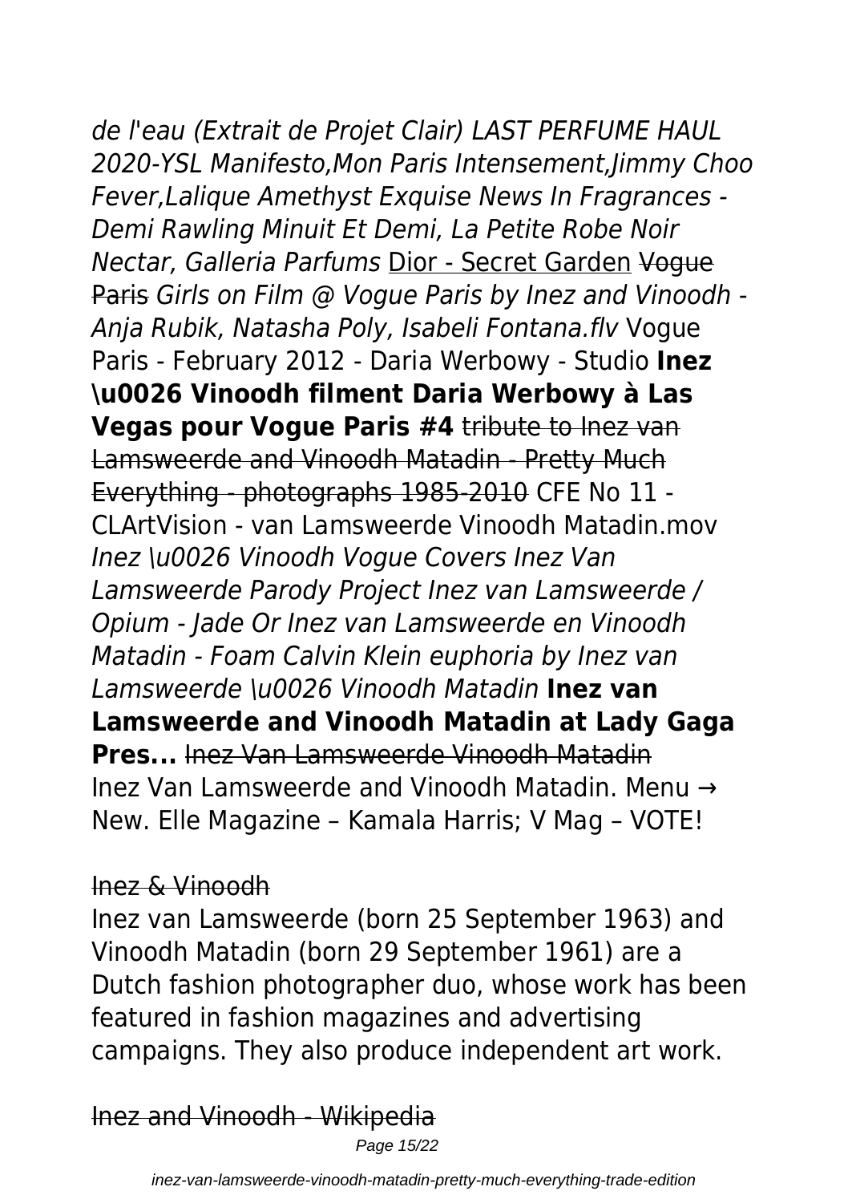*de l'eau (Extrait de Projet Clair) LAST PERFUME HAUL 2020-YSL Manifesto,Mon Paris Intensement,Jimmy Choo Fever,Lalique Amethyst Exquise News In Fragrances - Demi Rawling Minuit Et Demi, La Petite Robe Noir Nectar, Galleria Parfums* Dior - Secret Garden ~~Vogue Paris~~ *Girls on Film @ Vogue Paris by Inez and Vinoodh - Anja Rubik, Natasha Poly, Isabeli Fontana.flv* Vogue Paris - February 2012 - Daria Werbowy - Studio **Inez \u0026 Vinoodh filment Daria Werbowy à Las Vegas pour Vogue Paris #4** ~~tribute to Inez van Lamsweerde and Vinoodh Matadin - Pretty Much Everything - photographs 1985-2010~~ CFE No 11 - CLArtVision - van Lamsweerde Vinoodh Matadin.mov *Inez \u0026 Vinoodh Vogue Covers Inez Van Lamsweerde Parody Project Inez van Lamsweerde / Opium - Jade Or Inez van Lamsweerde en Vinoodh Matadin - Foam Calvin Klein euphoria by Inez van Lamsweerde \u0026 Vinoodh Matadin* **Inez van Lamsweerde and Vinoodh Matadin at Lady Gaga Pres...** ~~Inez Van Lamsweerde Vinoodh Matadin~~
Inez Van Lamsweerde and Vinoodh Matadin. Menu → New. Elle Magazine – Kamala Harris; V Mag – VOTE!

~~Inez & Vinoodh~~

Inez van Lamsweerde (born 25 September 1963) and Vinoodh Matadin (born 29 September 1961) are a Dutch fashion photographer duo, whose work has been featured in fashion magazines and advertising campaigns. They also produce independent art work.

~~Inez and Vinoodh - Wikipedia~~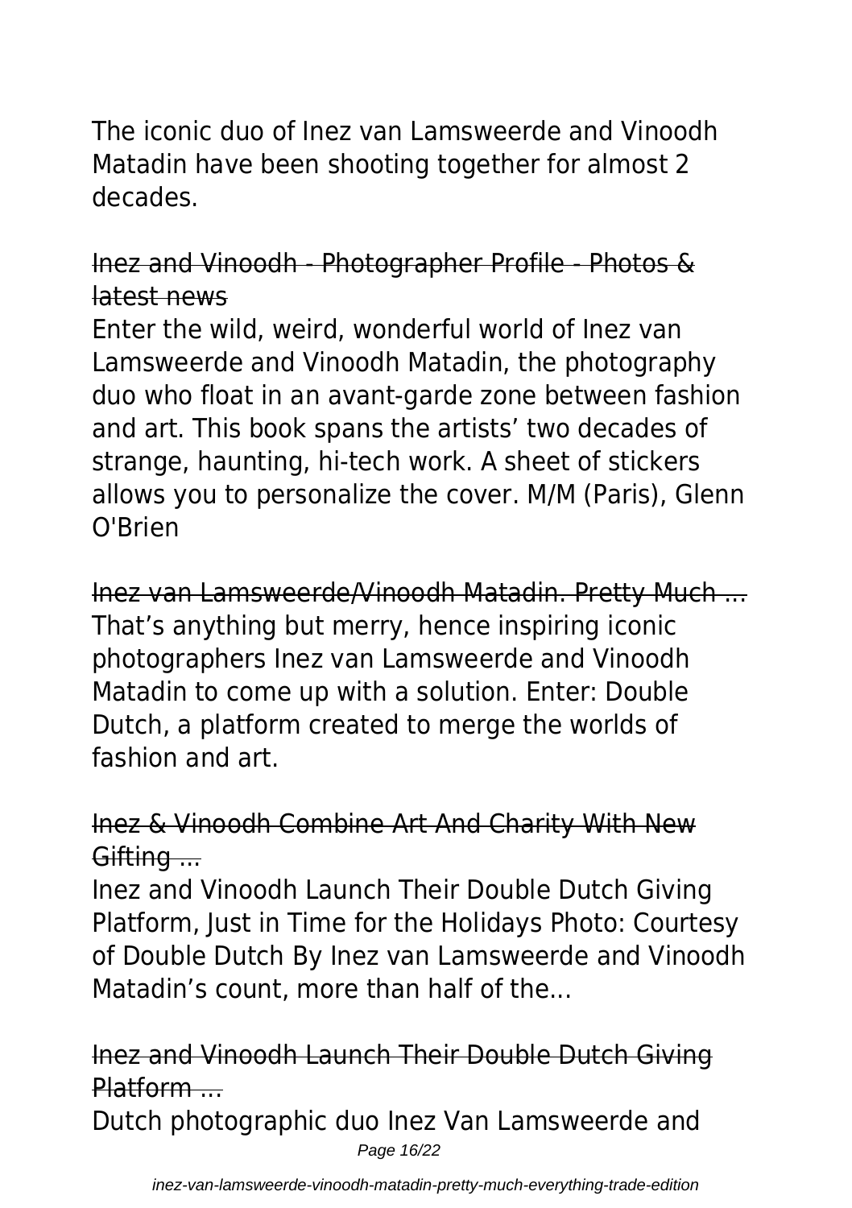The iconic duo of Inez van Lamsweerde and Vinoodh Matadin have been shooting together for almost 2 decades.

~~Inez and Vinoodh - Photographer Profile - Photos & latest news~~

Enter the wild, weird, wonderful world of Inez van Lamsweerde and Vinoodh Matadin, the photography duo who float in an avant-garde zone between fashion and art. This book spans the artists' two decades of strange, haunting, hi-tech work. A sheet of stickers allows you to personalize the cover. M/M (Paris), Glenn O'Brien

~~Inez van Lamsweerde/Vinoodh Matadin. Pretty Much ...~~

That's anything but merry, hence inspiring iconic photographers Inez van Lamsweerde and Vinoodh Matadin to come up with a solution. Enter: Double Dutch, a platform created to merge the worlds of fashion and art.

~~Inez & Vinoodh Combine Art And Charity With New Gifting ...~~

Inez and Vinoodh Launch Their Double Dutch Giving Platform, Just in Time for the Holidays Photo: Courtesy of Double Dutch By Inez van Lamsweerde and Vinoodh Matadin's count, more than half of the...

~~Inez and Vinoodh Launch Their Double Dutch Giving Platform ...~~

Dutch photographic duo Inez Van Lamsweerde and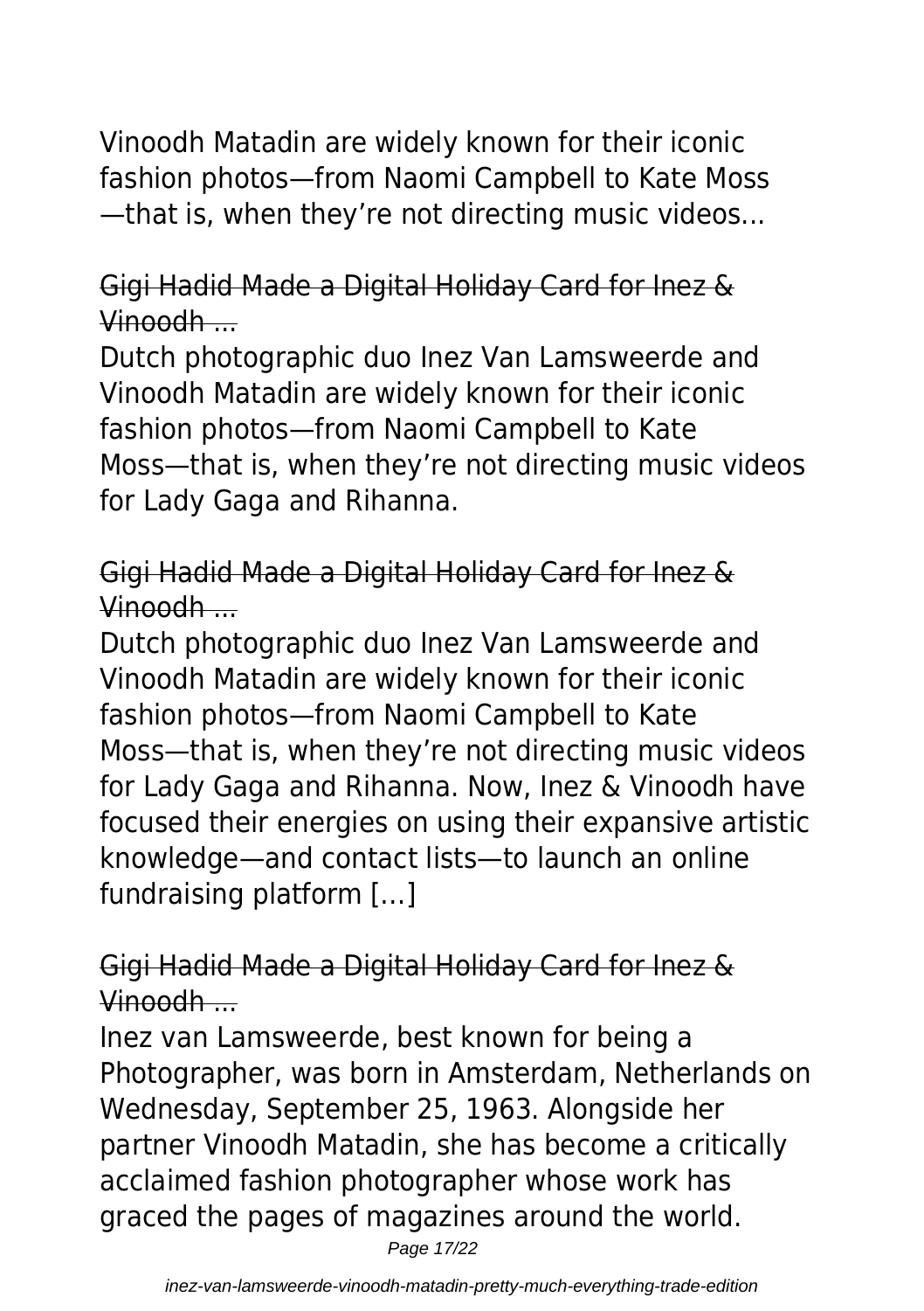Vinoodh Matadin are widely known for their iconic fashion photos—from Naomi Campbell to Kate Moss —that is, when they're not directing music videos...

## Gigi Hadid Made a Digital Holiday Card for Inez & Vinoodh ...

Dutch photographic duo Inez Van Lamsweerde and Vinoodh Matadin are widely known for their iconic fashion photos—from Naomi Campbell to Kate Moss—that is, when they're not directing music videos for Lady Gaga and Rihanna.

## Gigi Hadid Made a Digital Holiday Card for Inez & Vinoodh ...

Dutch photographic duo Inez Van Lamsweerde and Vinoodh Matadin are widely known for their iconic fashion photos—from Naomi Campbell to Kate Moss—that is, when they're not directing music videos for Lady Gaga and Rihanna. Now, Inez & Vinoodh have focused their energies on using their expansive artistic knowledge—and contact lists—to launch an online fundraising platform […]

## Gigi Hadid Made a Digital Holiday Card for Inez & Vinoodh ...

Inez van Lamsweerde, best known for being a Photographer, was born in Amsterdam, Netherlands on Wednesday, September 25, 1963. Alongside her partner Vinoodh Matadin, she has become a critically acclaimed fashion photographer whose work has graced the pages of magazines around the world.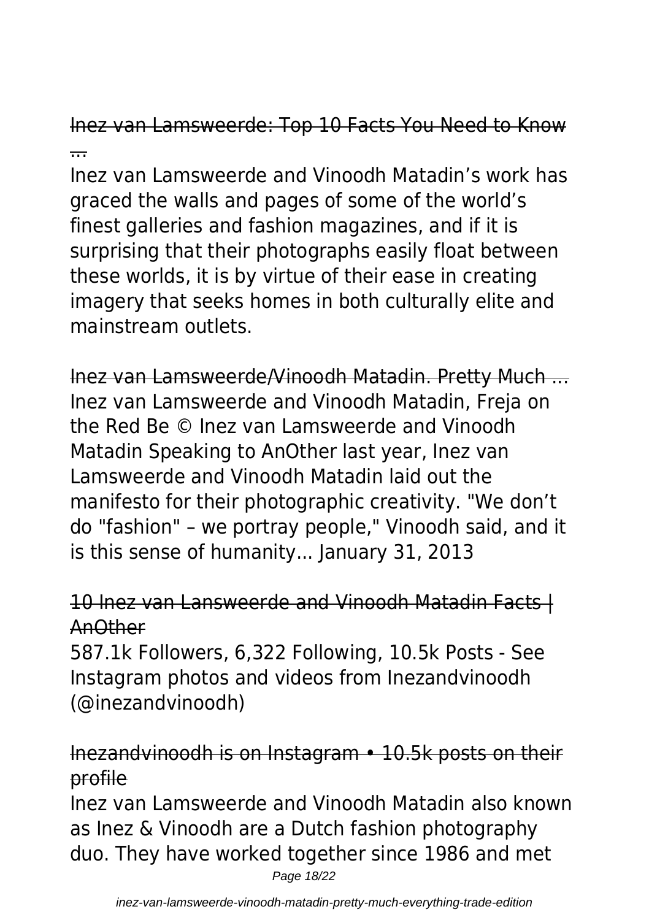## Inez van Lamsweerde: Top 10 Facts You Need to Know ...

Inez van Lamsweerde and Vinoodh Matadin's work has graced the walls and pages of some of the world's finest galleries and fashion magazines, and if it is surprising that their photographs easily float between these worlds, it is by virtue of their ease in creating imagery that seeks homes in both culturally elite and mainstream outlets.

## Inez van Lamsweerde/Vinoodh Matadin. Pretty Much ...

Inez van Lamsweerde and Vinoodh Matadin, Freja on the Red Be © Inez van Lamsweerde and Vinoodh Matadin Speaking to AnOther last year, Inez van Lamsweerde and Vinoodh Matadin laid out the manifesto for their photographic creativity. "We don't do "fashion" – we portray people," Vinoodh said, and it is this sense of humanity... January 31, 2013

## 10 Inez van Lansweerde and Vinoodh Matadin Facts | AnOther

587.1k Followers, 6,322 Following, 10.5k Posts - See Instagram photos and videos from Inezandvinoodh (@inezandvinoodh)

## Inezandvinoodh is on Instagram • 10.5k posts on their profile

Inez van Lamsweerde and Vinoodh Matadin also known as Inez & Vinoodh are a Dutch fashion photography duo. They have worked together since 1986 and met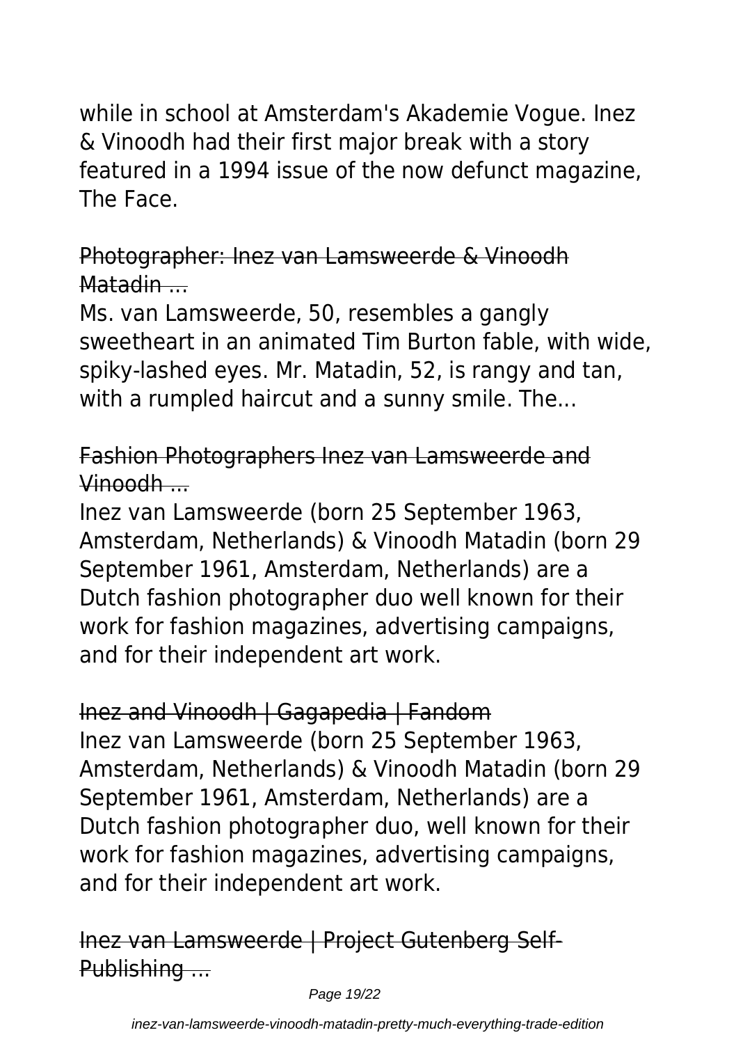while in school at Amsterdam's Akademie Vogue. Inez & Vinoodh had their first major break with a story featured in a 1994 issue of the now defunct magazine, The Face.

Photographer: Inez van Lamsweerde & Vinoodh Matadin ...

Ms. van Lamsweerde, 50, resembles a gangly sweetheart in an animated Tim Burton fable, with wide, spiky-lashed eyes. Mr. Matadin, 52, is rangy and tan, with a rumpled haircut and a sunny smile. The...

Fashion Photographers Inez van Lamsweerde and Vinoodh ...

Inez van Lamsweerde (born 25 September 1963, Amsterdam, Netherlands) & Vinoodh Matadin (born 29 September 1961, Amsterdam, Netherlands) are a Dutch fashion photographer duo well known for their work for fashion magazines, advertising campaigns, and for their independent art work.

Inez and Vinoodh | Gagapedia | Fandom

Inez van Lamsweerde (born 25 September 1963, Amsterdam, Netherlands) & Vinoodh Matadin (born 29 September 1961, Amsterdam, Netherlands) are a Dutch fashion photographer duo, well known for their work for fashion magazines, advertising campaigns, and for their independent art work.

Inez van Lamsweerde | Project Gutenberg Self-Publishing ...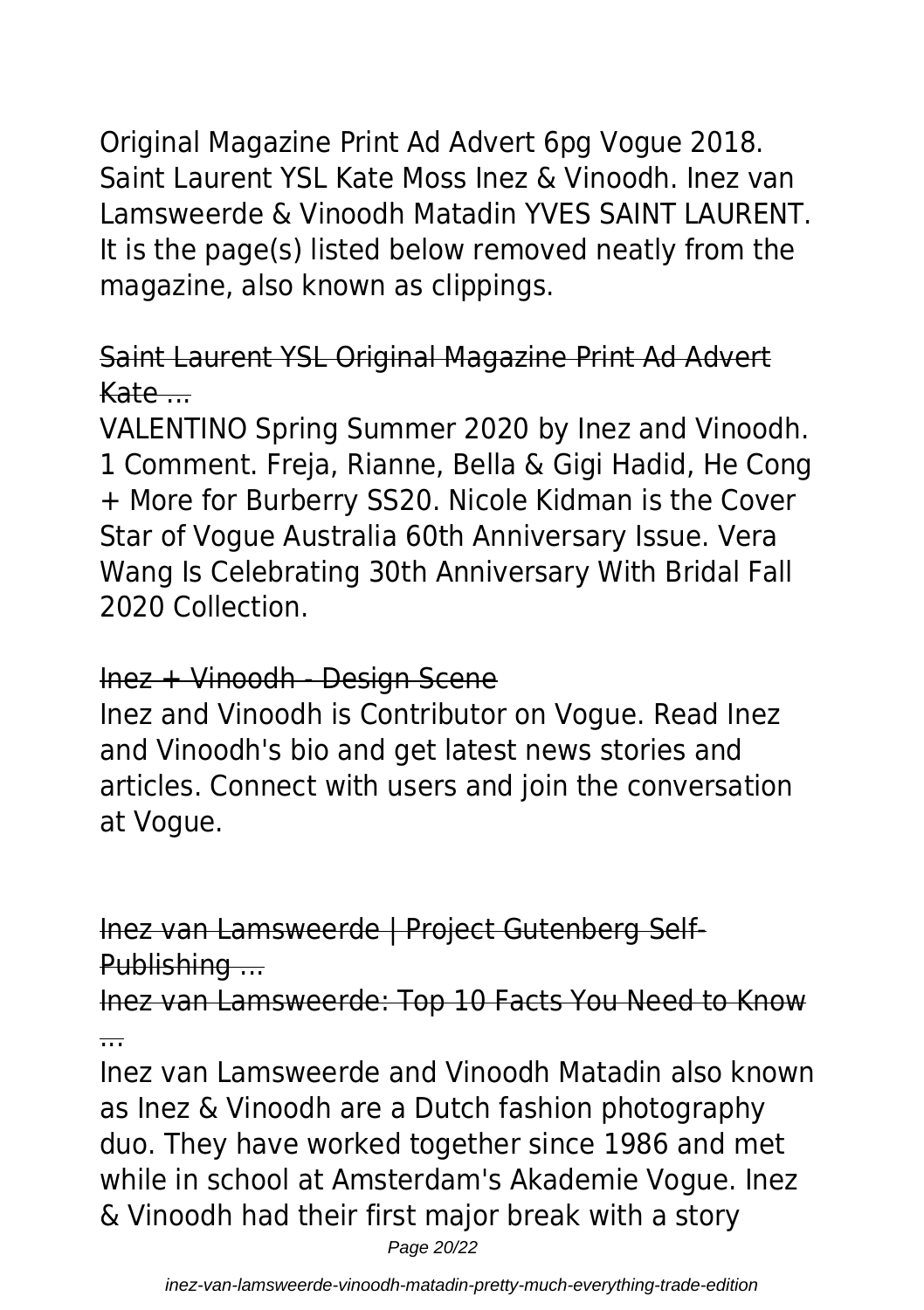Original Magazine Print Ad Advert 6pg Vogue 2018. Saint Laurent YSL Kate Moss Inez & Vinoodh. Inez van Lamsweerde & Vinoodh Matadin YVES SAINT LAURENT. It is the page(s) listed below removed neatly from the magazine, also known as clippings.

## Saint Laurent YSL Original Magazine Print Ad Advert Kate ...

VALENTINO Spring Summer 2020 by Inez and Vinoodh. 1 Comment. Freja, Rianne, Bella & Gigi Hadid, He Cong + More for Burberry SS20. Nicole Kidman is the Cover Star of Vogue Australia 60th Anniversary Issue. Vera Wang Is Celebrating 30th Anniversary With Bridal Fall 2020 Collection.

## Inez + Vinoodh - Design Scene

Inez and Vinoodh is Contributor on Vogue. Read Inez and Vinoodh's bio and get latest news stories and articles. Connect with users and join the conversation at Vogue.

## Inez van Lamsweerde | Project Gutenberg Self-Publishing ...

## Inez van Lamsweerde: Top 10 Facts You Need to Know ...

Inez van Lamsweerde and Vinoodh Matadin also known as Inez & Vinoodh are a Dutch fashion photography duo. They have worked together since 1986 and met while in school at Amsterdam's Akademie Vogue. Inez & Vinoodh had their first major break with a story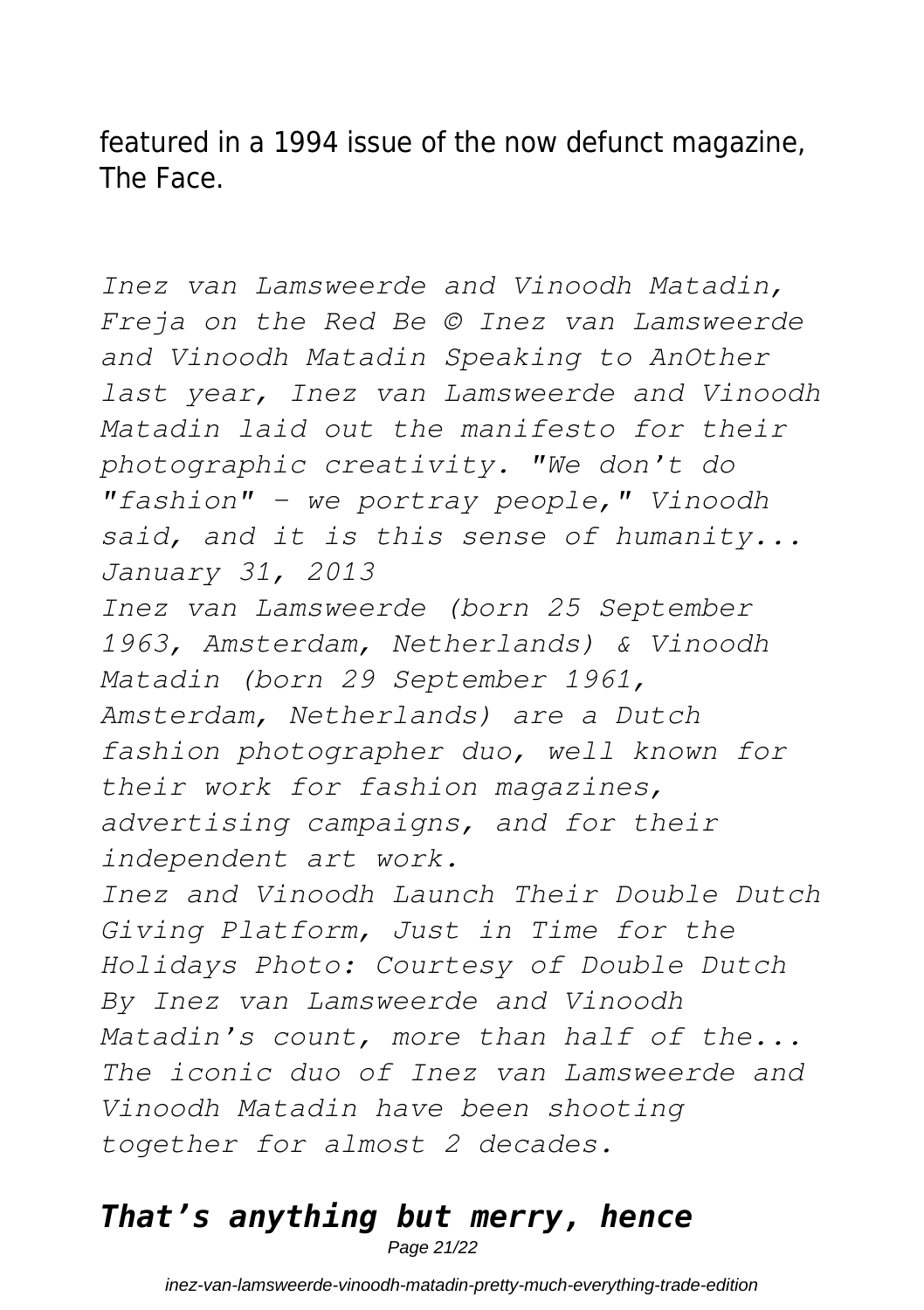featured in a 1994 issue of the now defunct magazine, The Face.

*Inez van Lamsweerde and Vinoodh Matadin, Freja on the Red Be © Inez van Lamsweerde and Vinoodh Matadin Speaking to AnOther last year, Inez van Lamsweerde and Vinoodh Matadin laid out the manifesto for their photographic creativity. "We don't do "fashion" – we portray people," Vinoodh said, and it is this sense of humanity... January 31, 2013*

*Inez van Lamsweerde (born 25 September 1963, Amsterdam, Netherlands) & Vinoodh Matadin (born 29 September 1961, Amsterdam, Netherlands) are a Dutch fashion photographer duo, well known for their work for fashion magazines, advertising campaigns, and for their independent art work.*

*Inez and Vinoodh Launch Their Double Dutch Giving Platform, Just in Time for the Holidays Photo: Courtesy of Double Dutch By Inez van Lamsweerde and Vinoodh Matadin's count, more than half of the...*

*The iconic duo of Inez van Lamsweerde and Vinoodh Matadin have been shooting together for almost 2 decades.*

## *That's anything but merry, hence*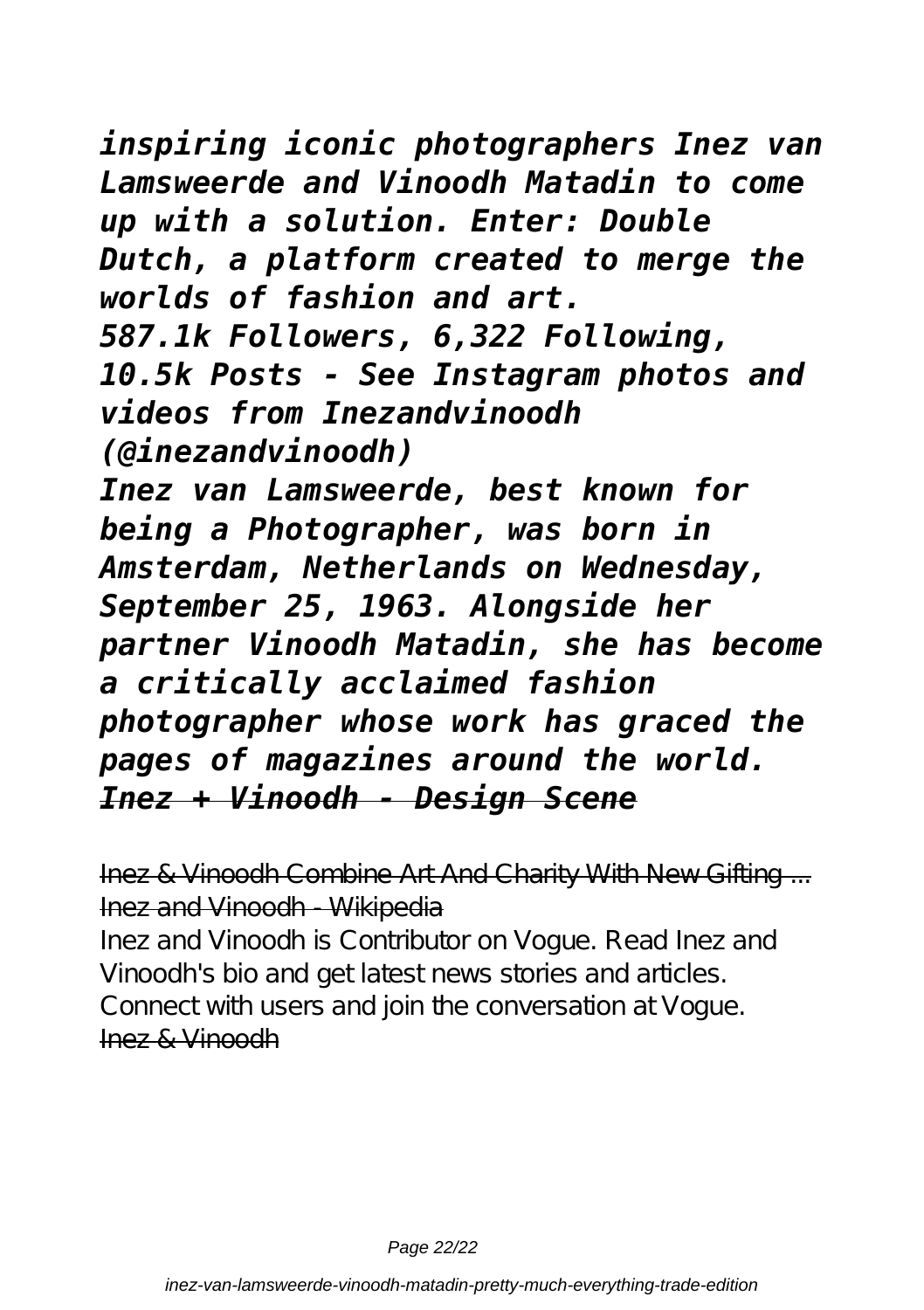*inspiring iconic photographers Inez van Lamsweerde and Vinoodh Matadin to come up with a solution. Enter: Double Dutch, a platform created to merge the worlds of fashion and art.*

*587.1k Followers, 6,322 Following, 10.5k Posts - See Instagram photos and videos from Inezandvinoodh (@inezandvinoodh)*

*Inez van Lamsweerde, best known for being a Photographer, was born in Amsterdam, Netherlands on Wednesday, September 25, 1963. Alongside her partner Vinoodh Matadin, she has become a critically acclaimed fashion photographer whose work has graced the pages of magazines around the world.*

***Inez + Vinoodh - Design Scene***

Inez & Vinoodh Combine Art And Charity With New Gifting ...

Inez and Vinoodh - Wikipedia

Inez and Vinoodh is Contributor on Vogue. Read Inez and Vinoodh's bio and get latest news stories and articles. Connect with users and join the conversation at Vogue.

Inez & Vinoodh